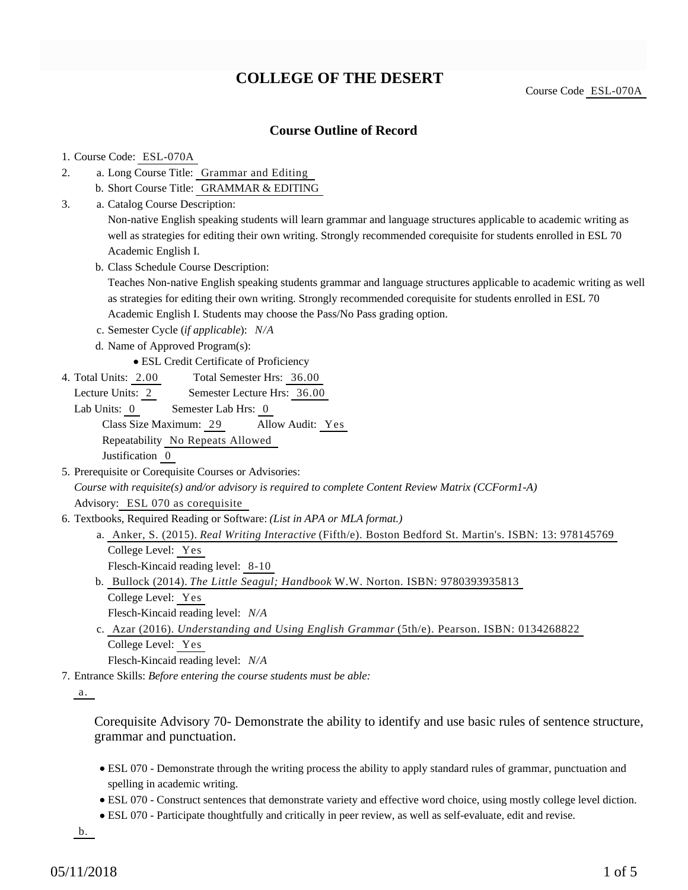# COLLEGE OF THE DESERT

Course Code ESL-070A

## Course Outline of Record

1. Course Code: ESL-070A
2. a. Long Course Title: Grammar and Editing
   b. Short Course Title: GRAMMAR & EDITING
3. a. Catalog Course Description:
   Non-native English speaking students will learn grammar and language structures applicable to academic writing as well as strategies for editing their own writing. Strongly recommended corequisite for students enrolled in ESL 70 Academic English I.
   b. Class Schedule Course Description:
   Teaches Non-native English speaking students grammar and language structures applicable to academic writing as well as strategies for editing their own writing. Strongly recommended corequisite for students enrolled in ESL 70 Academic English I. Students may choose the Pass/No Pass grading option.
   c. Semester Cycle (*if applicable*): *N/A*
   d. Name of Approved Program(s):
      - ESL Credit Certificate of Proficiency
4. Total Units: 2.00 Total Semester Hrs: 36.00
   Lecture Units: 2 Semester Lecture Hrs: 36.00
   Lab Units: 0 Semester Lab Hrs: 0
   Class Size Maximum: 29 Allow Audit: Yes
   Repeatability No Repeats Allowed
   Justification 0
5. Prerequisite or Corequisite Courses or Advisories:
   *Course with requisite(s) and/or advisory is required to complete Content Review Matrix (CCForm1-A)*
   Advisory: ESL 070 as corequisite
6. Textbooks, Required Reading or Software: *(List in APA or MLA format.)*
   a. Anker, S. (2015). *Real Writing Interactive* (Fifth/e). Boston Bedford St. Martin's. ISBN: 13: 978145769
      College Level: Yes
      Flesch-Kincaid reading level: 8-10
   b. Bullock (2014). *The Little Seagul; Handbook* W.W. Norton. ISBN: 9780393935813
      College Level: Yes
      Flesch-Kincaid reading level: *N/A*
   c. Azar (2016). *Understanding and Using English Grammar* (5th/e). Pearson. ISBN: 0134268822
      College Level: Yes
      Flesch-Kincaid reading level: *N/A*
7. Entrance Skills: *Before entering the course students must be able:*

   a.

   Corequisite Advisory 70- Demonstrate the ability to identify and use basic rules of sentence structure, grammar and punctuation.

   - ESL 070 - Demonstrate through the writing process the ability to apply standard rules of grammar, punctuation and spelling in academic writing.
   - ESL 070 - Construct sentences that demonstrate variety and effective word choice, using mostly college level diction.
   - ESL 070 - Participate thoughtfully and critically in peer review, as well as self-evaluate, edit and revise.

   b.

05/11/2018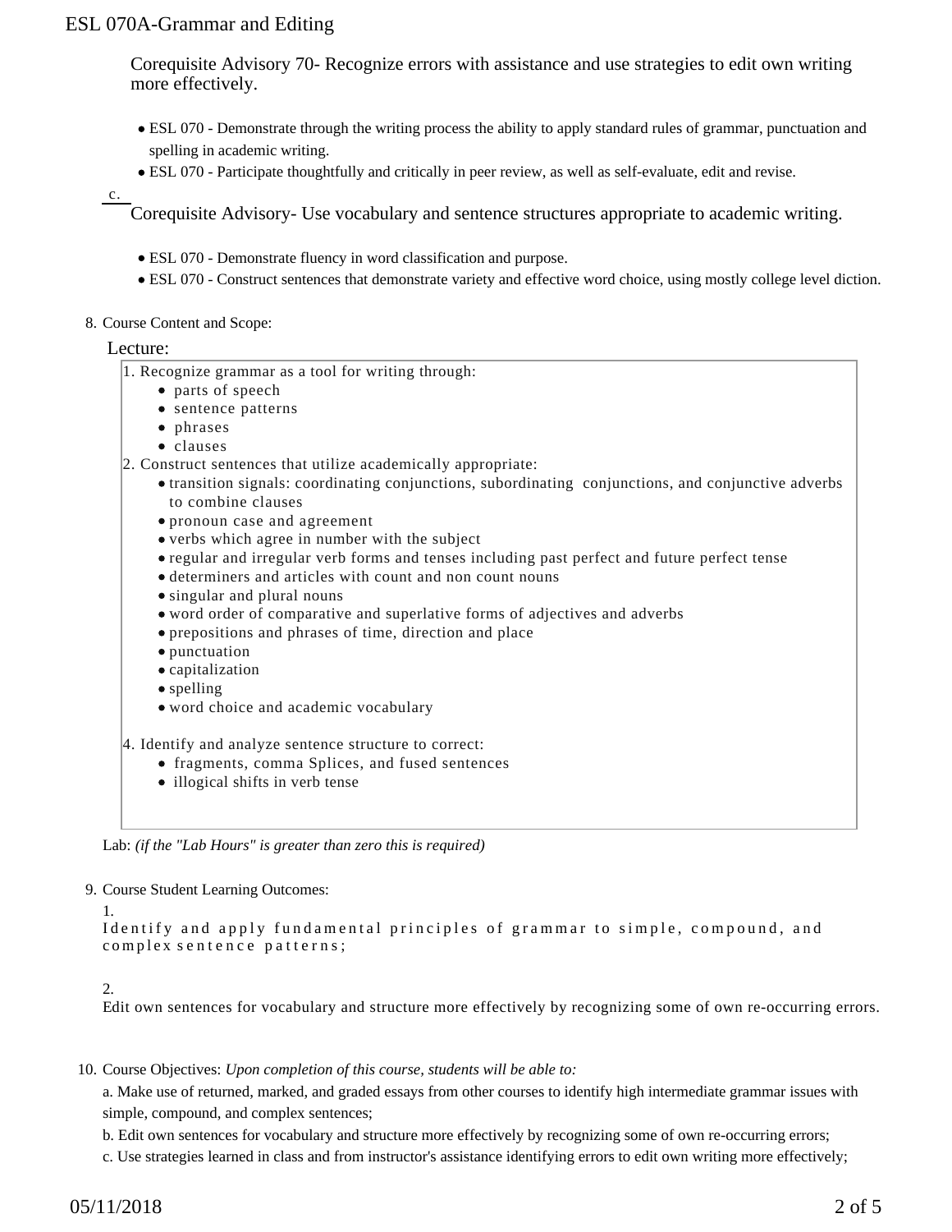# ESL 070A-Grammar and Editing

Corequisite Advisory 70- Recognize errors with assistance and use strategies to edit own writing more effectively.

- ESL 070 - Demonstrate through the writing process the ability to apply standard rules of grammar, punctuation and spelling in academic writing.
- ESL 070 - Participate thoughtfully and critically in peer review, as well as self-evaluate, edit and revise.

c. Corequisite Advisory- Use vocabulary and sentence structures appropriate to academic writing.

- ESL 070 - Demonstrate fluency in word classification and purpose.
- ESL 070 - Construct sentences that demonstrate variety and effective word choice, using mostly college level diction.

8. Course Content and Scope:

Lecture:

1. Recognize grammar as a tool for writing through:
   - parts of speech
   - sentence patterns
   - phrases
   - clauses
2. Construct sentences that utilize academically appropriate:
   - transition signals: coordinating conjunctions, subordinating conjunctions, and conjunctive adverbs to combine clauses
   - pronoun case and agreement
   - verbs which agree in number with the subject
   - regular and irregular verb forms and tenses including past perfect and future perfect tense
   - determiners and articles with count and non count nouns
   - singular and plural nouns
   - word order of comparative and superlative forms of adjectives and adverbs
   - prepositions and phrases of time, direction and place
   - punctuation
   - capitalization
   - spelling
   - word choice and academic vocabulary

4. Identify and analyze sentence structure to correct:
   - fragments, comma Splices, and fused sentences
   - illogical shifts in verb tense

Lab: *(if the "Lab Hours" is greater than zero this is required)*

9. Course Student Learning Outcomes:

1. Identify and apply fundamental principles of grammar to simple, compound, and complex sentence patterns;

2. Edit own sentences for vocabulary and structure more effectively by recognizing some of own re-occurring errors.

10. Course Objectives: *Upon completion of this course, students will be able to:*

a. Make use of returned, marked, and graded essays from other courses to identify high intermediate grammar issues with simple, compound, and complex sentences;

b. Edit own sentences for vocabulary and structure more effectively by recognizing some of own re-occurring errors;

c. Use strategies learned in class and from instructor's assistance identifying errors to edit own writing more effectively;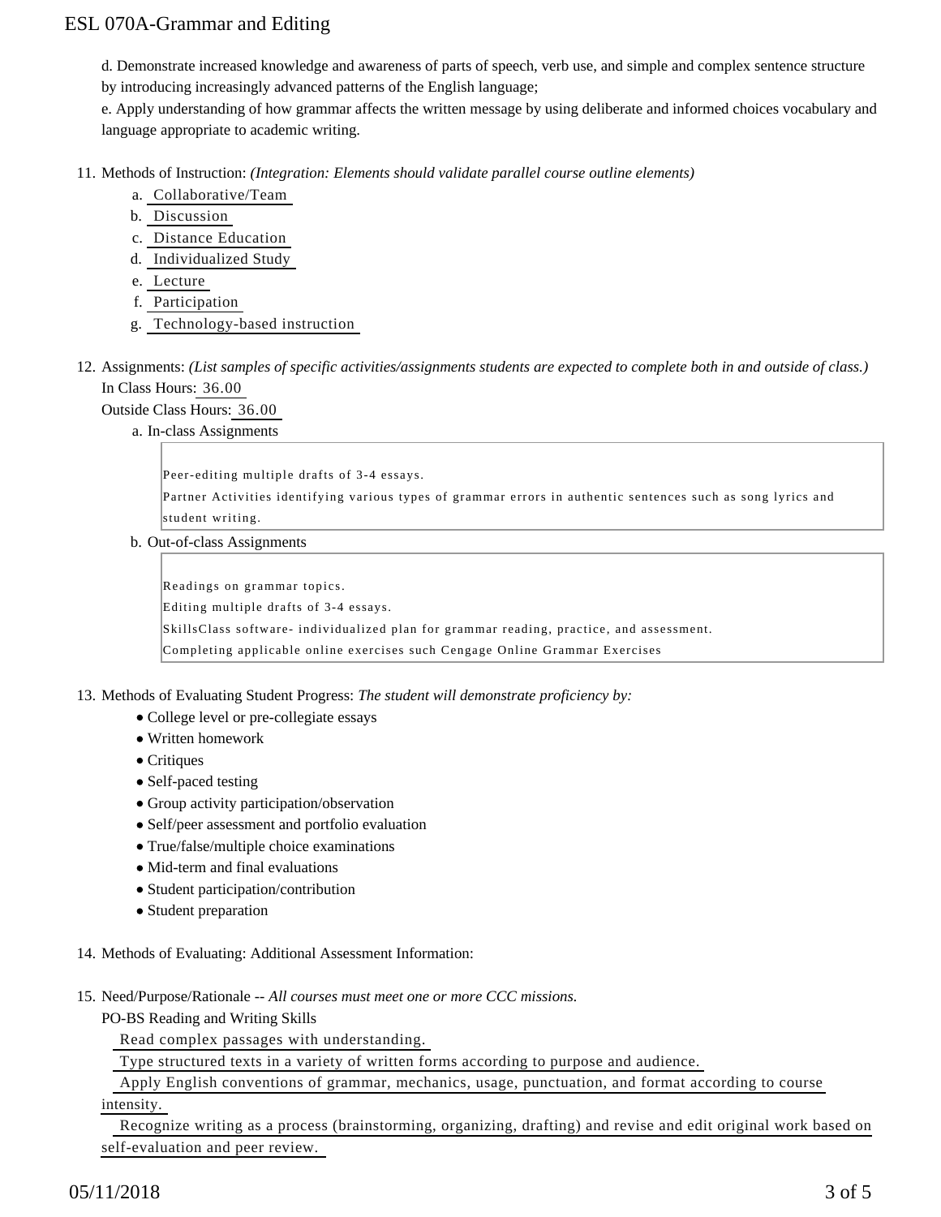d. Demonstrate increased knowledge and awareness of parts of speech, verb use, and simple and complex sentence structure by introducing increasingly advanced patterns of the English language;

e. Apply understanding of how grammar affects the written message by using deliberate and informed choices vocabulary and language appropriate to academic writing.

11. Methods of Instruction: *(Integration: Elements should validate parallel course outline elements)*
    a. Collaborative/Team
    b. Discussion
    c. Distance Education
    d. Individualized Study
    e. Lecture
    f. Participation
    g. Technology-based instruction

12. Assignments: *(List samples of specific activities/assignments students are expected to complete both in and outside of class.)*

    In Class Hours: 36.00

    Outside Class Hours: 36.00

    a. In-class Assignments

    Peer-editing multiple drafts of 3-4 essays.
    Partner Activities identifying various types of grammar errors in authentic sentences such as song lyrics and student writing.

    b. Out-of-class Assignments

    Readings on grammar topics.
    Editing multiple drafts of 3-4 essays.
    SkillsClass software- individualized plan for grammar reading, practice, and assessment.
    Completing applicable online exercises such Cengage Online Grammar Exercises

13. Methods of Evaluating Student Progress: *The student will demonstrate proficiency by:*
    - College level or pre-collegiate essays
    - Written homework
    - Critiques
    - Self-paced testing
    - Group activity participation/observation
    - Self/peer assessment and portfolio evaluation
    - True/false/multiple choice examinations
    - Mid-term and final evaluations
    - Student participation/contribution
    - Student preparation

14. Methods of Evaluating: Additional Assessment Information:

15. Need/Purpose/Rationale -- *All courses must meet one or more CCC missions.*

    PO-BS Reading and Writing Skills

    Read complex passages with understanding.

    Type structured texts in a variety of written forms according to purpose and audience.

    Apply English conventions of grammar, mechanics, usage, punctuation, and format according to course intensity.

    Recognize writing as a process (brainstorming, organizing, drafting) and revise and edit original work based on self-evaluation and peer review.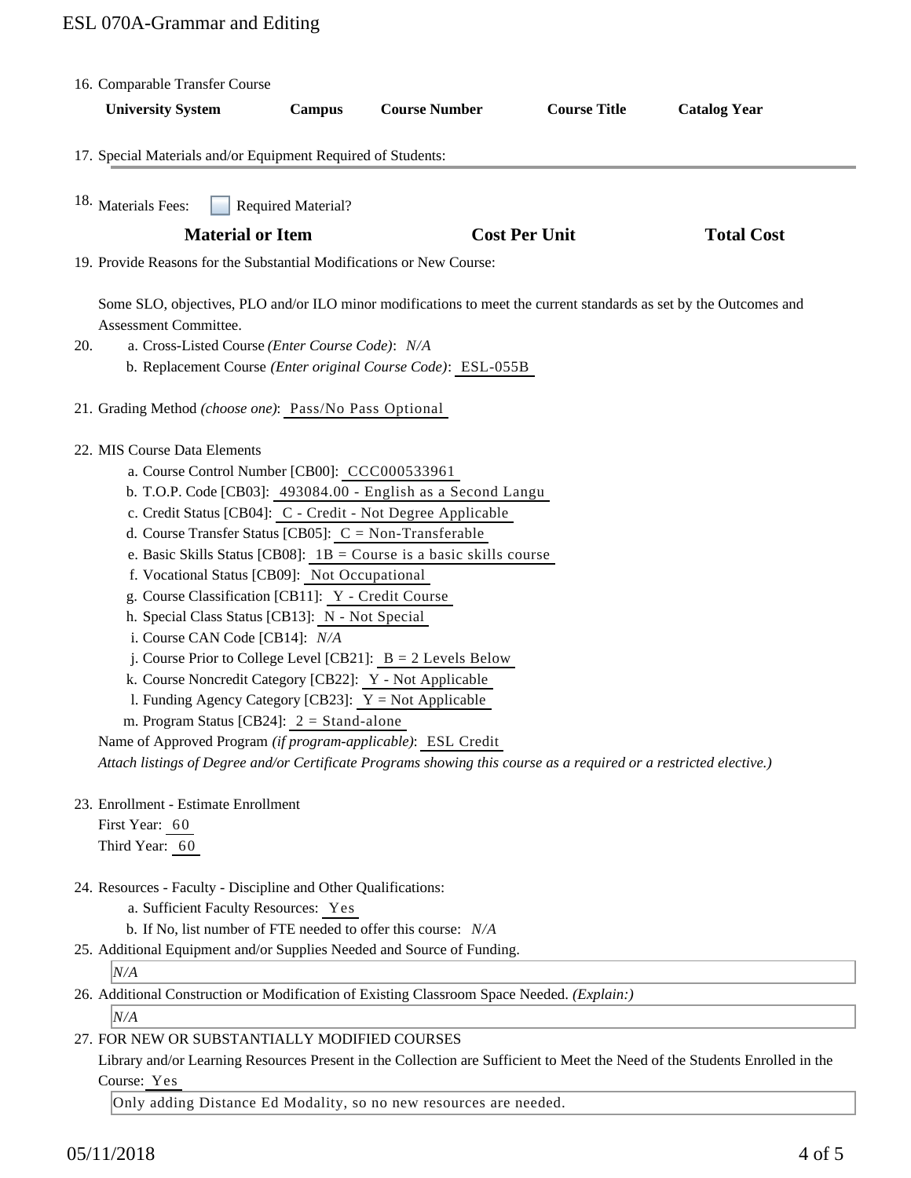16. Comparable Transfer Course

| University System | Campus | Course Number | Course Title | Catalog Year |
|---|---|---|---|---|

17. Special Materials and/or Equipment Required of Students:

18. Materials Fees: ☐ Required Material?

| Material or Item | Cost Per Unit | Total Cost |
|---|---|---|

19. Provide Reasons for the Substantial Modifications or New Course:

    Some SLO, objectives, PLO and/or ILO minor modifications to meet the current standards as set by the Outcomes and Assessment Committee.

20. a. Cross-Listed Course *(Enter Course Code)*: *N/A*
    b. Replacement Course *(Enter original Course Code)*: ESL-055B

21. Grading Method *(choose one)*: Pass/No Pass Optional

22. MIS Course Data Elements
    a. Course Control Number [CB00]: CCC000533961
    b. T.O.P. Code [CB03]: 493084.00 - English as a Second Langu
    c. Credit Status [CB04]: C - Credit - Not Degree Applicable
    d. Course Transfer Status [CB05]: C = Non-Transferable
    e. Basic Skills Status [CB08]: 1B = Course is a basic skills course
    f. Vocational Status [CB09]: Not Occupational
    g. Course Classification [CB11]: Y - Credit Course
    h. Special Class Status [CB13]: N - Not Special
    i. Course CAN Code [CB14]: *N/A*
    j. Course Prior to College Level [CB21]: B = 2 Levels Below
    k. Course Noncredit Category [CB22]: Y - Not Applicable
    l. Funding Agency Category [CB23]: Y = Not Applicable
    m. Program Status [CB24]: 2 = Stand-alone

    Name of Approved Program *(if program-applicable)*: ESL Credit

    *Attach listings of Degree and/or Certificate Programs showing this course as a required or a restricted elective.)*

23. Enrollment - Estimate Enrollment
    First Year: 60
    Third Year: 60

24. Resources - Faculty - Discipline and Other Qualifications:
    a. Sufficient Faculty Resources: Yes
    b. If No, list number of FTE needed to offer this course: *N/A*

25. Additional Equipment and/or Supplies Needed and Source of Funding.

    *N/A*

26. Additional Construction or Modification of Existing Classroom Space Needed. *(Explain:)*

    *N/A*

27. FOR NEW OR SUBSTANTIALLY MODIFIED COURSES

    Library and/or Learning Resources Present in the Collection are Sufficient to Meet the Need of the Students Enrolled in the Course: Yes

    Only adding Distance Ed Modality, so no new resources are needed.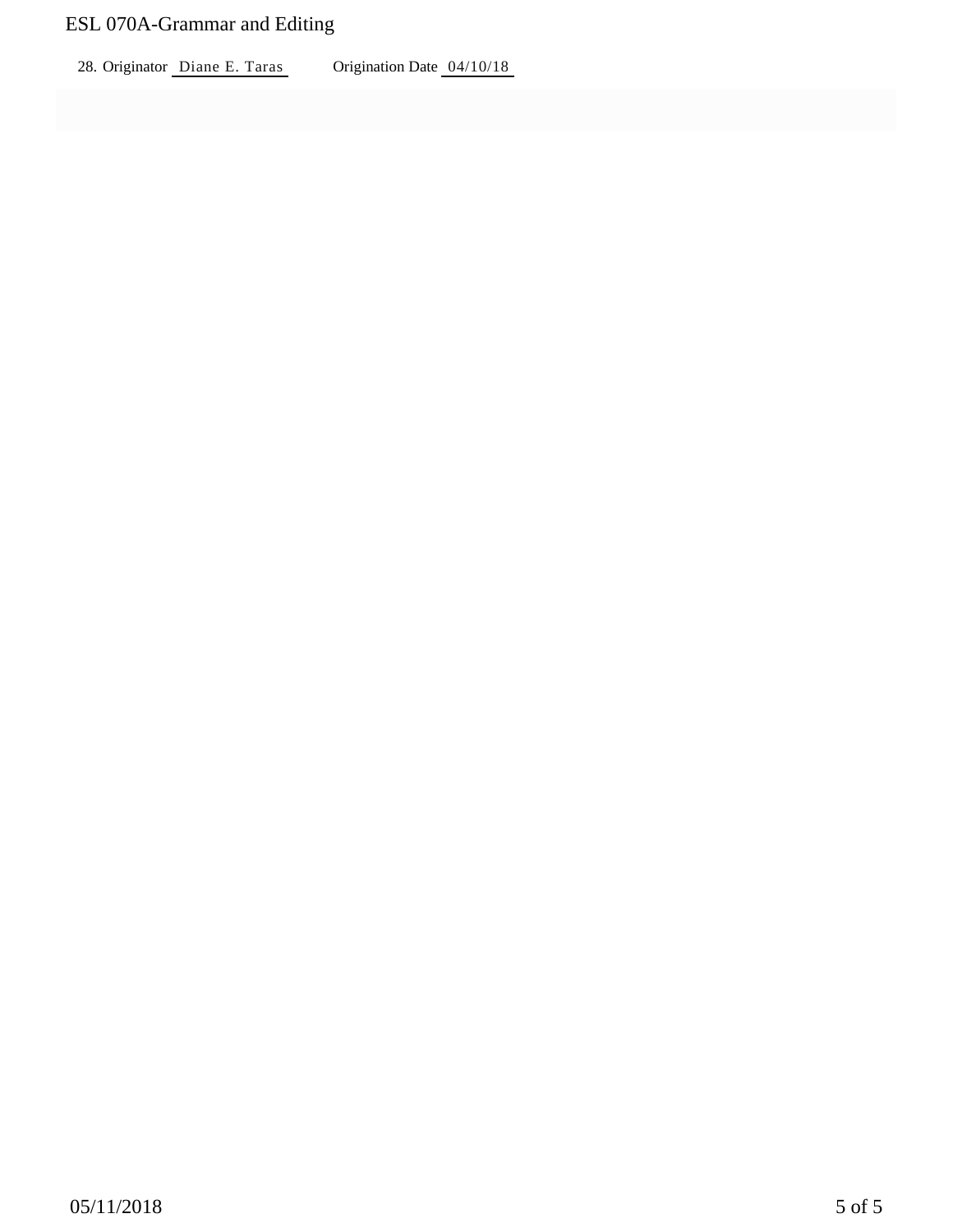28. Originator Diane E. Taras        Origination Date 04/10/18